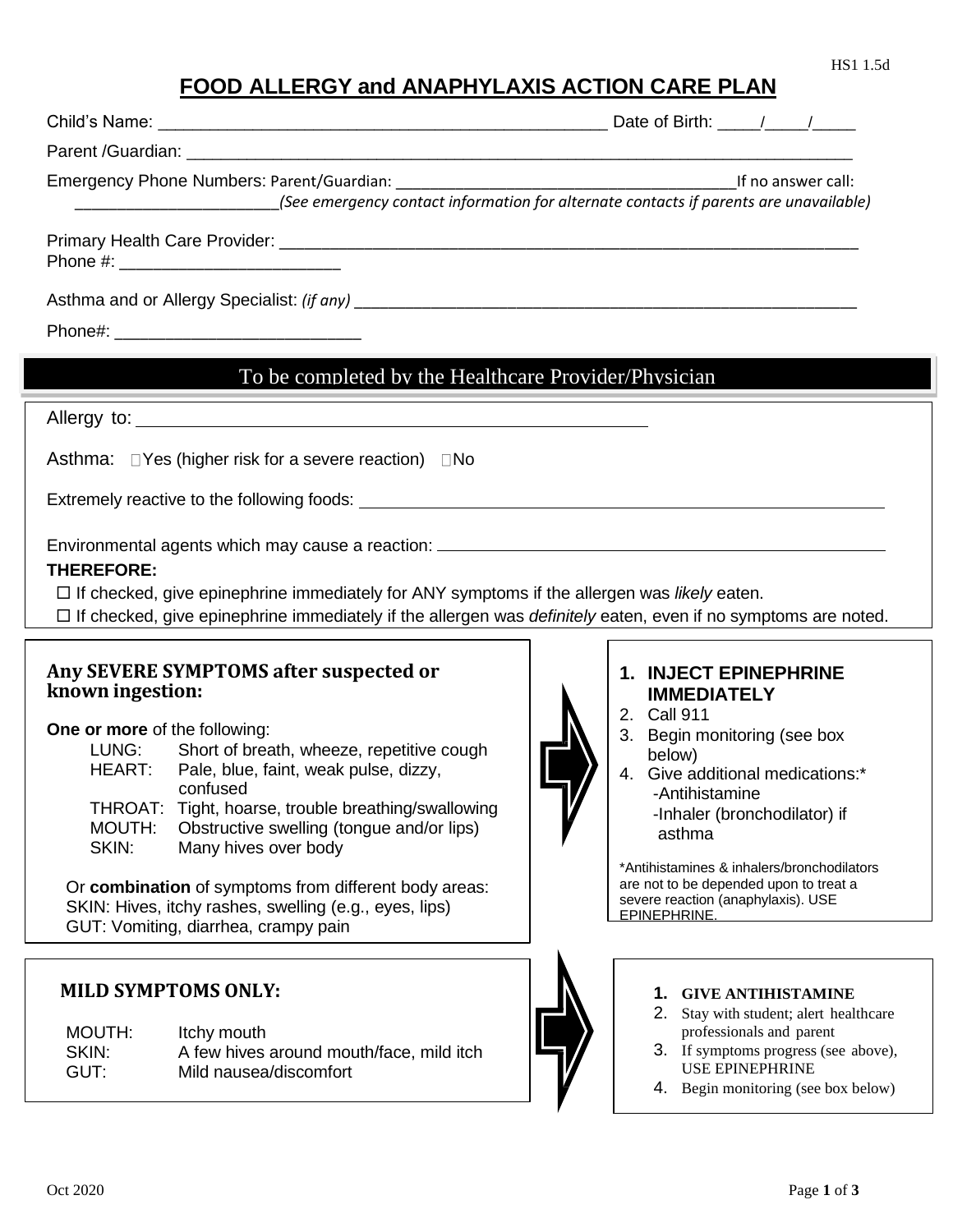# FOOD ALLERGY and ANAPHYLAXIS ACTION CARE PLAN

Child's Name: ________________________________________________ Date of Birth: ____/____/____

Parent /Guardian: ______________________________________________________________________

Emergency Phone Numbers: Parent/Guardian: ____________________________________If no answer call: ______________________*(See emergency contact information for alternate contacts if parents are unavailable)*

Primary Health Care Provider: ___________________________________________________________
Phone #: ______________________

Asthma and or Allergy Specialist: *(if any)* ___________________________________________________

Phone#: _________________________

## To be completed by the Healthcare Provider/Physician

Allergy to: ___________________________________________________

Asthma: ☐Yes (higher risk for a severe reaction) ☐No

Extremely reactive to the following foods: ________________________________________________

Environmental agents which may cause a reaction: __________________________________________

**THEREFORE:**

☐ If checked, give epinephrine immediately for ANY symptoms if the allergen was *likely* eaten.

☐ If checked, give epinephrine immediately if the allergen was *definitely* eaten, even if no symptoms are noted.

### Any SEVERE SYMPTOMS after suspected or known ingestion:

**One or more** of the following:

- LUNG: Short of breath, wheeze, repetitive cough
- HEART: Pale, blue, faint, weak pulse, dizzy, confused
- THROAT: Tight, hoarse, trouble breathing/swallowing
- MOUTH: Obstructive swelling (tongue and/or lips)
- SKIN: Many hives over body

Or **combination** of symptoms from different body areas:
SKIN: Hives, itchy rashes, swelling (e.g., eyes, lips)
GUT: Vomiting, diarrhea, crampy pain

→

1. **INJECT EPINEPHRINE IMMEDIATELY**
2. Call 911
3. Begin monitoring (see box below)
4. Give additional medications:*
   - Antihistamine
   - Inhaler (bronchodilator) if asthma

*Antihistamines & inhalers/bronchodilators are not to be depended upon to treat a severe reaction (anaphylaxis). USE EPINEPHRINE.

### MILD SYMPTOMS ONLY:

- MOUTH: Itchy mouth
- SKIN: A few hives around mouth/face, mild itch
- GUT: Mild nausea/discomfort

→

1. **GIVE ANTIHISTAMINE**
2. Stay with student; alert healthcare professionals and parent
3. If symptoms progress (see above), USE EPINEPHRINE
4. Begin monitoring (see box below)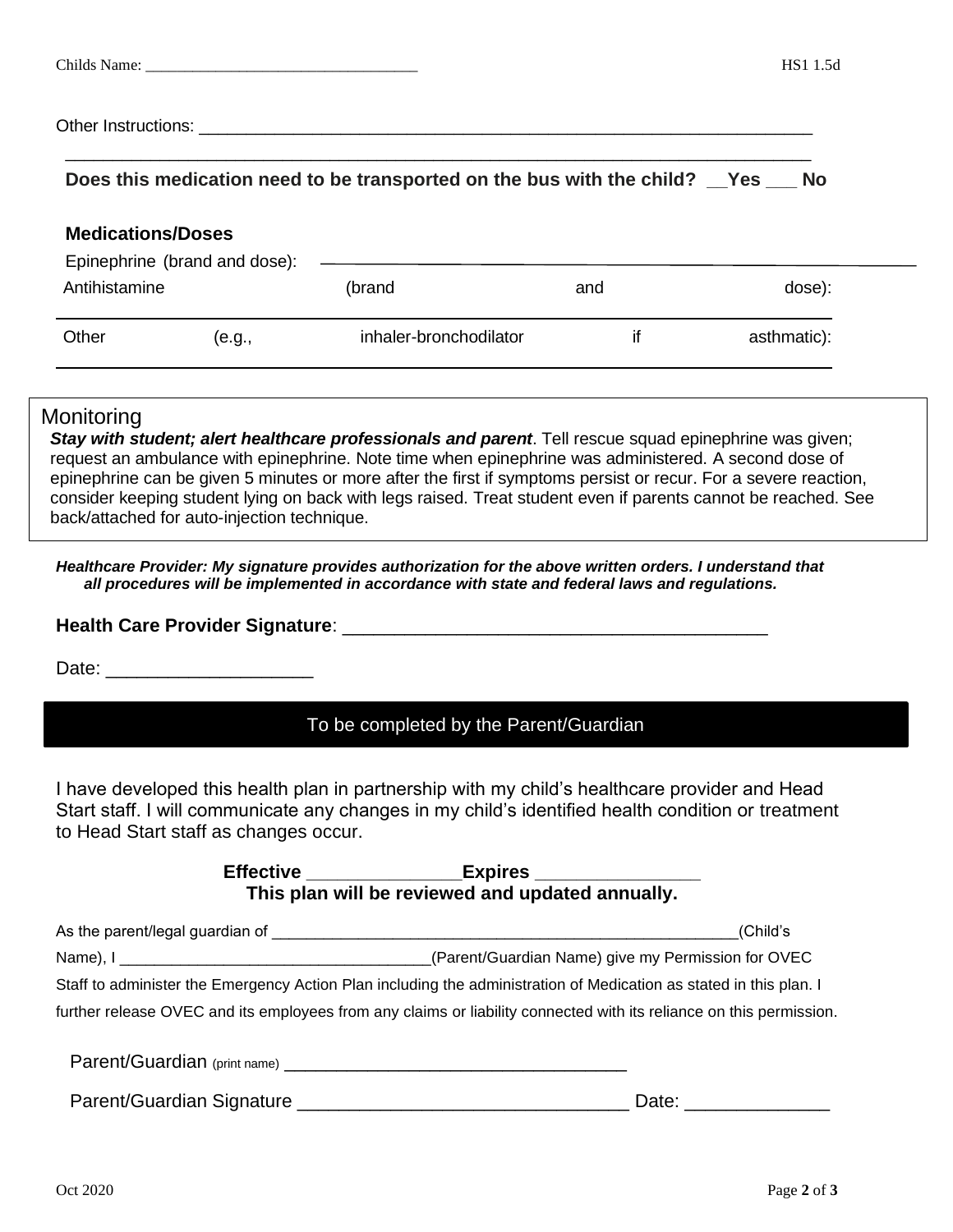Childs Name: ___________________________________

Other Instructions: ______________________________________________________________

______________________________________________________________________________

**Does this medication need to be transported on the bus with the child? __Yes ___ No**

**Medications/Doses**

Epinephrine (brand and dose): ______________________________________________________

Antihistamine (brand and dose): ______________________________________________________

Other (e.g., inhaler-bronchodilator if asthmatic): ______________________________________________________

## Monitoring

***Stay with student; alert healthcare professionals and parent***. Tell rescue squad epinephrine was given; request an ambulance with epinephrine. Note time when epinephrine was administered. A second dose of epinephrine can be given 5 minutes or more after the first if symptoms persist or recur. For a severe reaction, consider keeping student lying on back with legs raised. Treat student even if parents cannot be reached. See back/attached for auto-injection technique.

***Healthcare Provider: My signature provides authorization for the above written orders. I understand that all procedures will be implemented in accordance with state and federal laws and regulations.***

**Health Care Provider Signature**: __________________________________________

Date: ____________________

## To be completed by the Parent/Guardian

I have developed this health plan in partnership with my child's healthcare provider and Head Start staff. I will communicate any changes in my child's identified health condition or treatment to Head Start staff as changes occur.

**Effective _______________Expires ________________**
**This plan will be reviewed and updated annually.**

As the parent/legal guardian of _________________________________________________________(Child's Name), I _____________________________________(Parent/Guardian Name) give my Permission for OVEC Staff to administer the Emergency Action Plan including the administration of Medication as stated in this plan. I further release OVEC and its employees from any claims or liability connected with its reliance on this permission.

Parent/Guardian (print name) ___________________________________

Parent/Guardian Signature ________________________________ Date: ______________

Oct 2020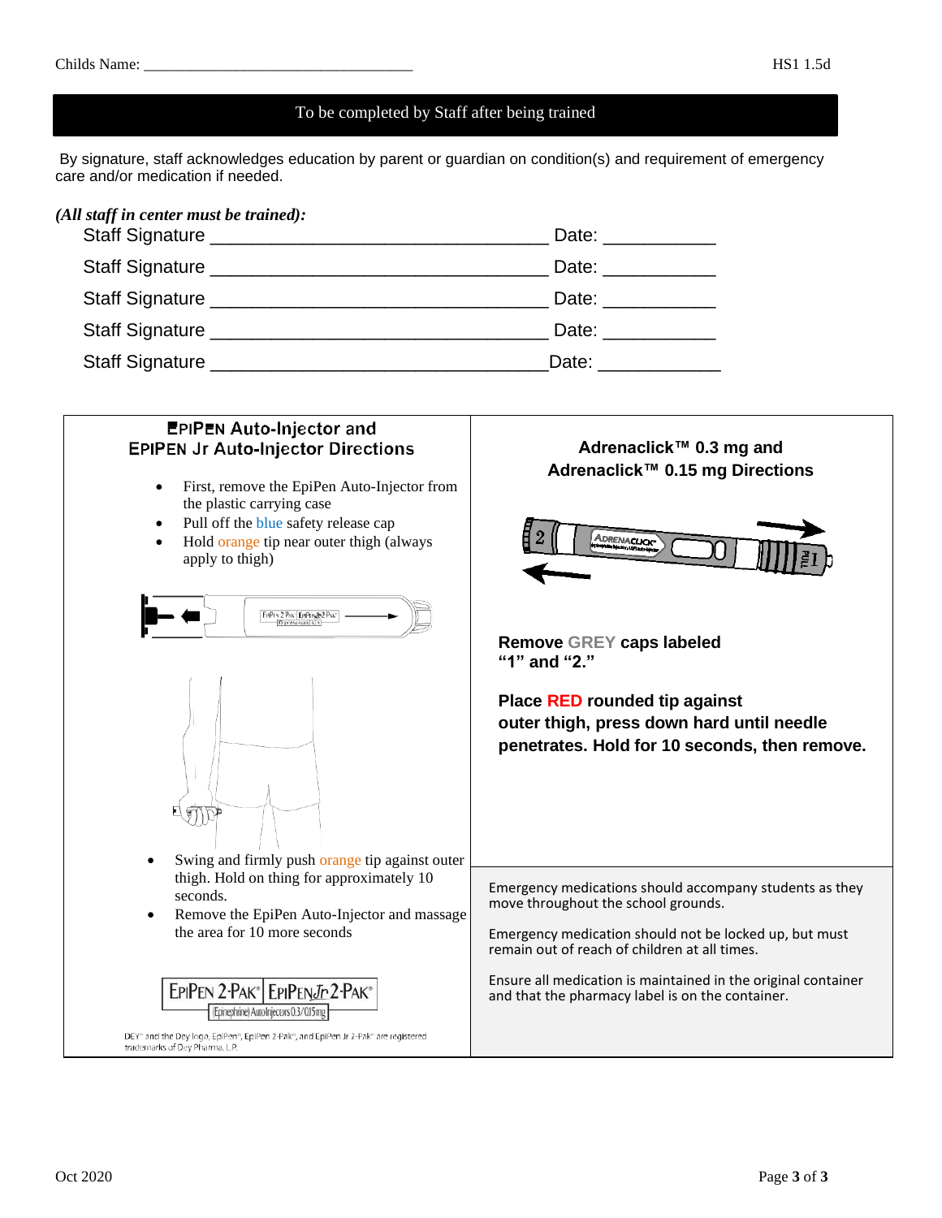Childs Name: ___________________________________

HS1 1.5d

## To be completed by Staff after being trained

By signature, staff acknowledges education by parent or guardian on condition(s) and requirement of emergency care and/or medication if needed.

*(All staff in center must be trained):*

Staff Signature _________________________________ Date: ___________

Staff Signature _________________________________ Date: ___________

Staff Signature _________________________________ Date: ___________

Staff Signature _________________________________ Date: ___________

Staff Signature _________________________________ Date: ___________

### EPIPEN Auto-Injector and EPIPEN Jr Auto-Injector Directions

- First, remove the EpiPen Auto-Injector from the plastic carrying case
- Pull off the blue safety release cap
- Hold orange tip near outer thigh (always apply to thigh)

EPIPEN 2-PAK | EPIPEN Jr 2-PAK

- Swing and firmly push orange tip against outer thigh. Hold on thing for approximately 10 seconds.
- Remove the EpiPen Auto-Injector and massage the area for 10 more seconds

EPIPEN 2-PAK® | EPIPEN Jr 2-PAK®

(Epinephrine) Auto-Injectors 0.3/0.15 mg

DEY® and the Dey logo, EpiPen®, EpiPen 2-Pak®, and EpiPen Jr 2-Pak® are registered trademarks of Dey Pharma, L.P.

### Adrenaclick™ 0.3 mg and Adrenaclick™ 0.15 mg Directions

2 ADRENACLICK PULL 1

**Remove GREY caps labeled "1" and "2."**

**Place RED rounded tip against outer thigh, press down hard until needle penetrates. Hold for 10 seconds, then remove.**

Emergency medications should accompany students as they move throughout the school grounds.

Emergency medication should not be locked up, but must remain out of reach of children at all times.

Ensure all medication is maintained in the original container and that the pharmacy label is on the container.

Oct 2020